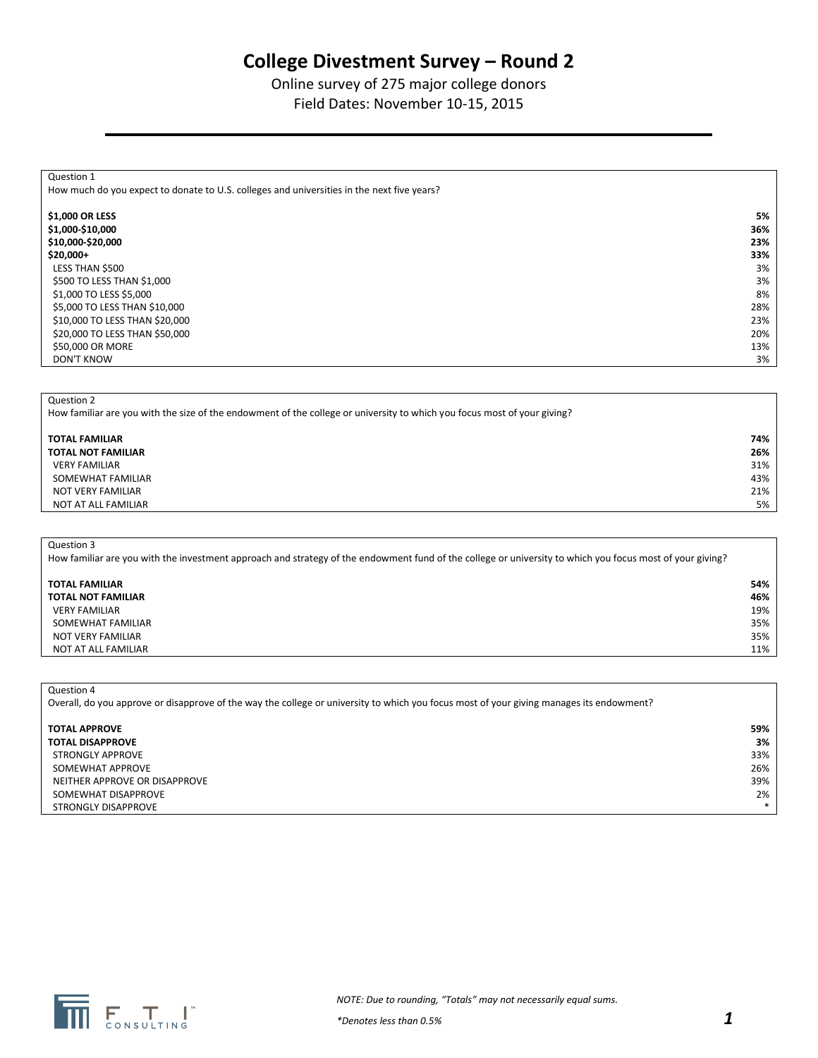# College Divestment Survey – Round 2

Online survey of 275 major college donors
Field Dates: November 10-15, 2015

| Question 1<br>How much do you expect to donate to U.S. colleges and universities in the next five years? | |
|---|---|
| **$1,000 OR LESS** | **5%** |
| **$1,000-$10,000** | **36%** |
| **$10,000-$20,000** | **23%** |
| **$20,000+** | **33%** |
| LESS THAN $500 | 3% |
| $500 TO LESS THAN $1,000 | 3% |
| $1,000 TO LESS $5,000 | 8% |
| $5,000 TO LESS THAN $10,000 | 28% |
| $10,000 TO LESS THAN $20,000 | 23% |
| $20,000 TO LESS THAN $50,000 | 20% |
| $50,000 OR MORE | 13% |
| DON'T KNOW | 3% |

| Question 2<br>How familiar are you with the size of the endowment of the college or university to which you focus most of your giving? | |
|---|---|
| **TOTAL FAMILIAR** | **74%** |
| **TOTAL NOT FAMILIAR** | **26%** |
| VERY FAMILIAR | 31% |
| SOMEWHAT FAMILIAR | 43% |
| NOT VERY FAMILIAR | 21% |
| NOT AT ALL FAMILIAR | 5% |

| Question 3<br>How familiar are you with the investment approach and strategy of the endowment fund of the college or university to which you focus most of your giving? | |
|---|---|
| **TOTAL FAMILIAR** | **54%** |
| **TOTAL NOT FAMILIAR** | **46%** |
| VERY FAMILIAR | 19% |
| SOMEWHAT FAMILIAR | 35% |
| NOT VERY FAMILIAR | 35% |
| NOT AT ALL FAMILIAR | 11% |

| Question 4<br>Overall, do you approve or disapprove of the way the college or university to which you focus most of your giving manages its endowment? | |
|---|---|
| **TOTAL APPROVE** | **59%** |
| **TOTAL DISAPPROVE** | **3%** |
| STRONGLY APPROVE | 33% |
| SOMEWHAT APPROVE | 26% |
| NEITHER APPROVE OR DISAPPROVE | 39% |
| SOMEWHAT DISAPPROVE | 2% |
| STRONGLY DISAPPROVE | * |

*NOTE: Due to rounding, "Totals" may not necessarily equal sums.*

**Denotes less than 0.5%*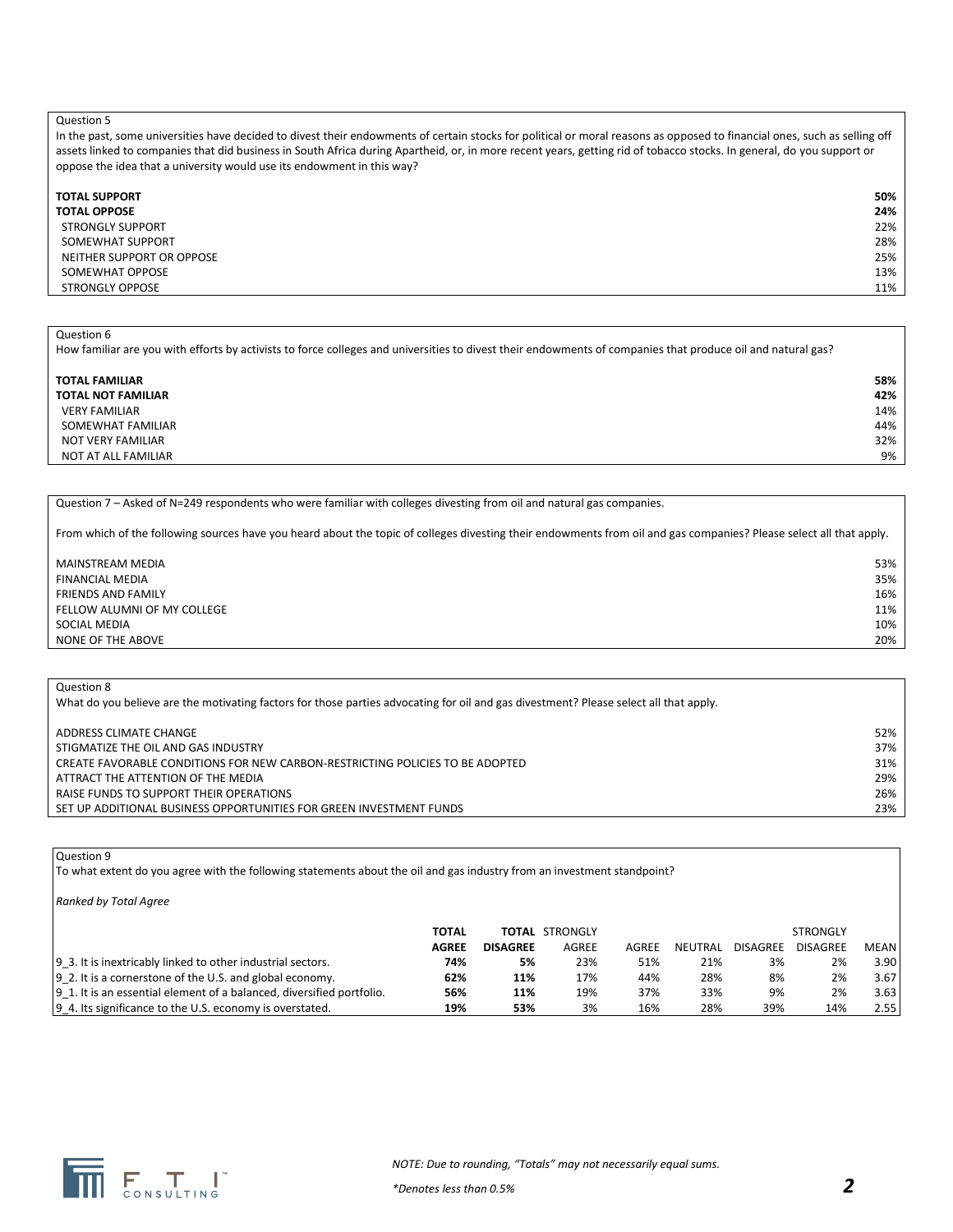Question 5

In the past, some universities have decided to divest their endowments of certain stocks for political or moral reasons as opposed to financial ones, such as selling off assets linked to companies that did business in South Africa during Apartheid, or, in more recent years, getting rid of tobacco stocks. In general, do you support or oppose the idea that a university would use its endowment in this way?

| | |
|---|---|
| **TOTAL SUPPORT** | **50%** |
| **TOTAL OPPOSE** | **24%** |
| STRONGLY SUPPORT | 22% |
| SOMEWHAT SUPPORT | 28% |
| NEITHER SUPPORT OR OPPOSE | 25% |
| SOMEWHAT OPPOSE | 13% |
| STRONGLY OPPOSE | 11% |

Question 6

How familiar are you with efforts by activists to force colleges and universities to divest their endowments of companies that produce oil and natural gas?

| | |
|---|---|
| **TOTAL FAMILIAR** | **58%** |
| **TOTAL NOT FAMILIAR** | **42%** |
| VERY FAMILIAR | 14% |
| SOMEWHAT FAMILIAR | 44% |
| NOT VERY FAMILIAR | 32% |
| NOT AT ALL FAMILIAR | 9% |

Question 7 – Asked of N=249 respondents who were familiar with colleges divesting from oil and natural gas companies.

From which of the following sources have you heard about the topic of colleges divesting their endowments from oil and gas companies? Please select all that apply.

| | |
|---|---|
| MAINSTREAM MEDIA | 53% |
| FINANCIAL MEDIA | 35% |
| FRIENDS AND FAMILY | 16% |
| FELLOW ALUMNI OF MY COLLEGE | 11% |
| SOCIAL MEDIA | 10% |
| NONE OF THE ABOVE | 20% |

Question 8

What do you believe are the motivating factors for those parties advocating for oil and gas divestment? Please select all that apply.

| | |
|---|---|
| ADDRESS CLIMATE CHANGE | 52% |
| STIGMATIZE THE OIL AND GAS INDUSTRY | 37% |
| CREATE FAVORABLE CONDITIONS FOR NEW CARBON-RESTRICTING POLICIES TO BE ADOPTED | 31% |
| ATTRACT THE ATTENTION OF THE MEDIA | 29% |
| RAISE FUNDS TO SUPPORT THEIR OPERATIONS | 26% |
| SET UP ADDITIONAL BUSINESS OPPORTUNITIES FOR GREEN INVESTMENT FUNDS | 23% |

Question 9

To what extent do you agree with the following statements about the oil and gas industry from an investment standpoint?

*Ranked by Total Agree*

| | **TOTAL AGREE** | **TOTAL DISAGREE** | STRONGLY AGREE | AGREE | NEUTRAL | DISAGREE | STRONGLY DISAGREE | MEAN |
|---|---|---|---|---|---|---|---|---|
| 9_3. It is inextricably linked to other industrial sectors. | **74%** | **5%** | 23% | 51% | 21% | 3% | 2% | 3.90 |
| 9_2. It is a cornerstone of the U.S. and global economy. | **62%** | **11%** | 17% | 44% | 28% | 8% | 2% | 3.67 |
| 9_1. It is an essential element of a balanced, diversified portfolio. | **56%** | **11%** | 19% | 37% | 33% | 9% | 2% | 3.63 |
| 9_4. Its significance to the U.S. economy is overstated. | **19%** | **53%** | 3% | 16% | 28% | 39% | 14% | 2.55 |

*NOTE: Due to rounding, "Totals" may not necessarily equal sums.*

*\*Denotes less than 0.5%*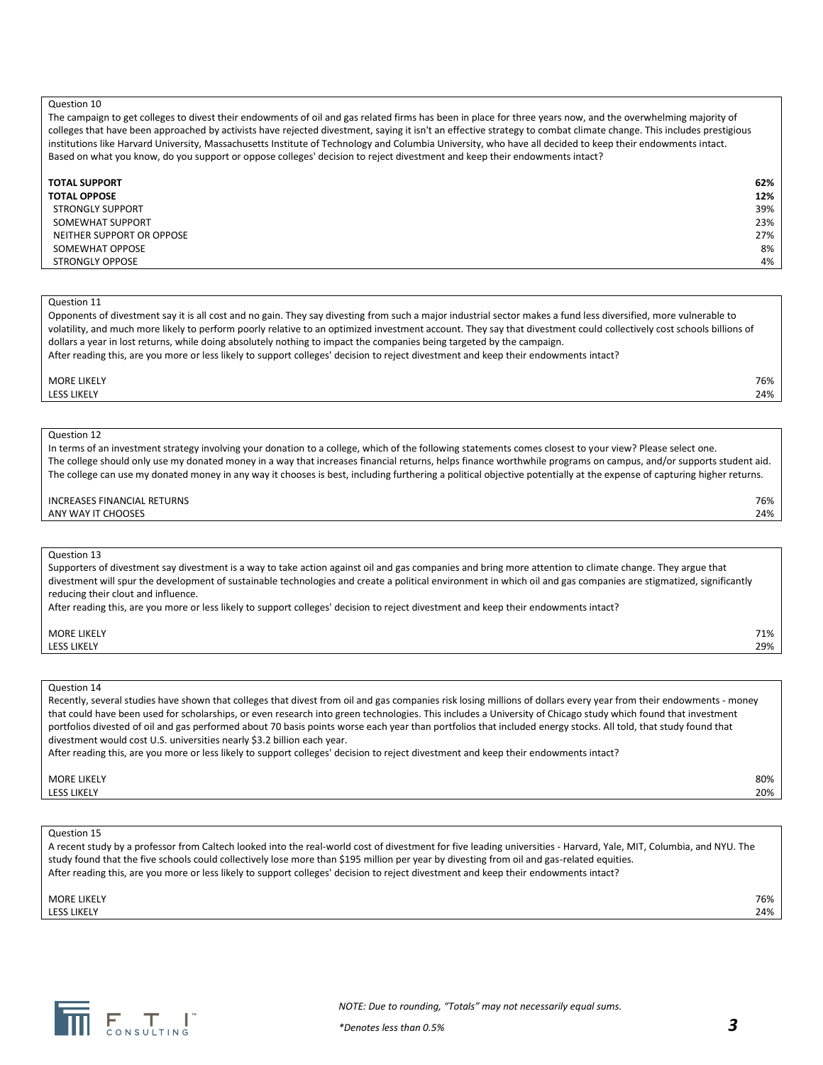Question 10

The campaign to get colleges to divest their endowments of oil and gas related firms has been in place for three years now, and the overwhelming majority of colleges that have been approached by activists have rejected divestment, saying it isn't an effective strategy to combat climate change. This includes prestigious institutions like Harvard University, Massachusetts Institute of Technology and Columbia University, who have all decided to keep their endowments intact.
Based on what you know, do you support or oppose colleges' decision to reject divestment and keep their endowments intact?

| | |
|---|---|
| **TOTAL SUPPORT** | **62%** |
| **TOTAL OPPOSE** | **12%** |
| STRONGLY SUPPORT | 39% |
| SOMEWHAT SUPPORT | 23% |
| NEITHER SUPPORT OR OPPOSE | 27% |
| SOMEWHAT OPPOSE | 8% |
| STRONGLY OPPOSE | 4% |

Question 11

Opponents of divestment say it is all cost and no gain. They say divesting from such a major industrial sector makes a fund less diversified, more vulnerable to volatility, and much more likely to perform poorly relative to an optimized investment account. They say that divestment could collectively cost schools billions of dollars a year in lost returns, while doing absolutely nothing to impact the companies being targeted by the campaign.
After reading this, are you more or less likely to support colleges' decision to reject divestment and keep their endowments intact?

| | |
|---|---|
| MORE LIKELY | 76% |
| LESS LIKELY | 24% |

Question 12

In terms of an investment strategy involving your donation to a college, which of the following statements comes closest to your view? Please select one.
The college should only use my donated money in a way that increases financial returns, helps finance worthwhile programs on campus, and/or supports student aid.
The college can use my donated money in any way it chooses is best, including furthering a political objective potentially at the expense of capturing higher returns.

| | |
|---|---|
| INCREASES FINANCIAL RETURNS | 76% |
| ANY WAY IT CHOOSES | 24% |

Question 13

Supporters of divestment say divestment is a way to take action against oil and gas companies and bring more attention to climate change. They argue that divestment will spur the development of sustainable technologies and create a political environment in which oil and gas companies are stigmatized, significantly reducing their clout and influence.
After reading this, are you more or less likely to support colleges' decision to reject divestment and keep their endowments intact?

| | |
|---|---|
| MORE LIKELY | 71% |
| LESS LIKELY | 29% |

Question 14

Recently, several studies have shown that colleges that divest from oil and gas companies risk losing millions of dollars every year from their endowments - money that could have been used for scholarships, or even research into green technologies. This includes a University of Chicago study which found that investment portfolios divested of oil and gas performed about 70 basis points worse each year than portfolios that included energy stocks. All told, that study found that divestment would cost U.S. universities nearly $3.2 billion each year.
After reading this, are you more or less likely to support colleges' decision to reject divestment and keep their endowments intact?

| | |
|---|---|
| MORE LIKELY | 80% |
| LESS LIKELY | 20% |

Question 15

A recent study by a professor from Caltech looked into the real-world cost of divestment for five leading universities - Harvard, Yale, MIT, Columbia, and NYU. The study found that the five schools could collectively lose more than $195 million per year by divesting from oil and gas-related equities.
After reading this, are you more or less likely to support colleges' decision to reject divestment and keep their endowments intact?

| | |
|---|---|
| MORE LIKELY | 76% |
| LESS LIKELY | 24% |

*NOTE: Due to rounding, "Totals" may not necessarily equal sums.*

**Denotes less than 0.5%*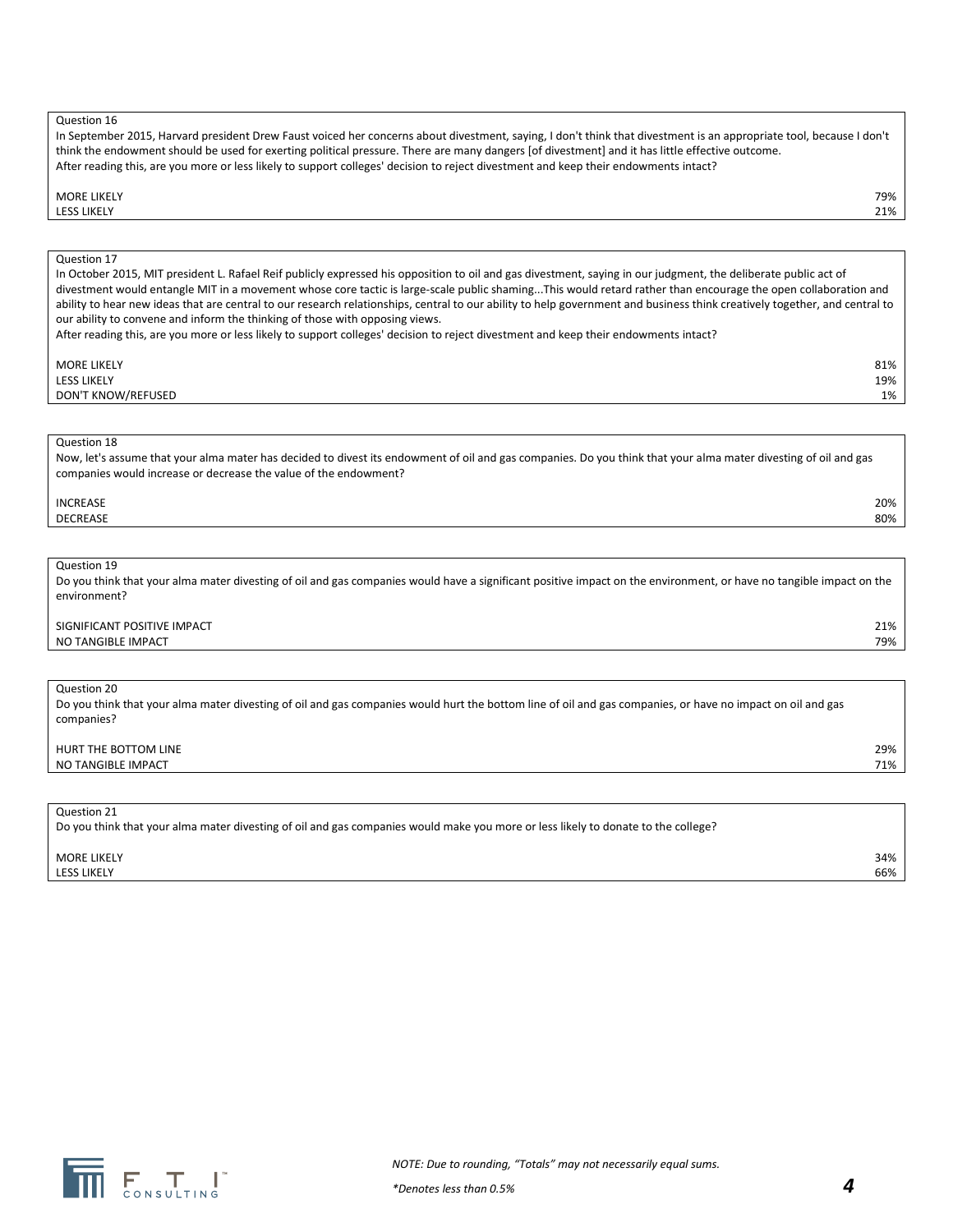Question 16

In September 2015, Harvard president Drew Faust voiced her concerns about divestment, saying, I don't think that divestment is an appropriate tool, because I don't think the endowment should be used for exerting political pressure. There are many dangers [of divestment] and it has little effective outcome.
After reading this, are you more or less likely to support colleges' decision to reject divestment and keep their endowments intact?

| | |
|---|---|
| MORE LIKELY | 79% |
| LESS LIKELY | 21% |

Question 17

In October 2015, MIT president L. Rafael Reif publicly expressed his opposition to oil and gas divestment, saying in our judgment, the deliberate public act of divestment would entangle MIT in a movement whose core tactic is large-scale public shaming...This would retard rather than encourage the open collaboration and ability to hear new ideas that are central to our research relationships, central to our ability to help government and business think creatively together, and central to our ability to convene and inform the thinking of those with opposing views.
After reading this, are you more or less likely to support colleges' decision to reject divestment and keep their endowments intact?

| | |
|---|---|
| MORE LIKELY | 81% |
| LESS LIKELY | 19% |
| DON'T KNOW/REFUSED | 1% |

Question 18

Now, let's assume that your alma mater has decided to divest its endowment of oil and gas companies. Do you think that your alma mater divesting of oil and gas companies would increase or decrease the value of the endowment?

| | |
|---|---|
| INCREASE | 20% |
| DECREASE | 80% |

Question 19

Do you think that your alma mater divesting of oil and gas companies would have a significant positive impact on the environment, or have no tangible impact on the environment?

| | |
|---|---|
| SIGNIFICANT POSITIVE IMPACT | 21% |
| NO TANGIBLE IMPACT | 79% |

Question 20

Do you think that your alma mater divesting of oil and gas companies would hurt the bottom line of oil and gas companies, or have no impact on oil and gas companies?

| | |
|---|---|
| HURT THE BOTTOM LINE | 29% |
| NO TANGIBLE IMPACT | 71% |

Question 21

Do you think that your alma mater divesting of oil and gas companies would make you more or less likely to donate to the college?

| | |
|---|---|
| MORE LIKELY | 34% |
| LESS LIKELY | 66% |

*NOTE: Due to rounding, "Totals" may not necessarily equal sums.*

*\*Denotes less than 0.5%*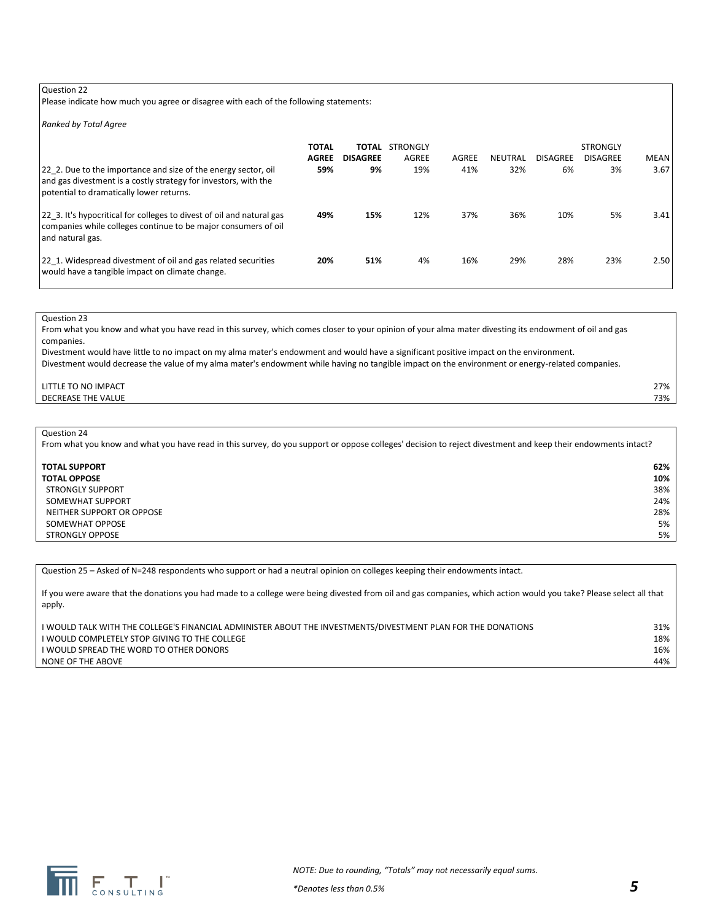Question 22

Please indicate how much you agree or disagree with each of the following statements:

*Ranked by Total Agree*

| | TOTAL AGREE | TOTAL DISAGREE | STRONGLY AGREE | AGREE | NEUTRAL | DISAGREE | STRONGLY DISAGREE | MEAN |
|---|---|---|---|---|---|---|---|---|
| 22_2. Due to the importance and size of the energy sector, oil and gas divestment is a costly strategy for investors, with the potential to dramatically lower returns. | **59%** | **9%** | 19% | 41% | 32% | 6% | 3% | 3.67 |
| 22_3. It's hypocritical for colleges to divest of oil and natural gas companies while colleges continue to be major consumers of oil and natural gas. | **49%** | **15%** | 12% | 37% | 36% | 10% | 5% | 3.41 |
| 22_1. Widespread divestment of oil and gas related securities would have a tangible impact on climate change. | **20%** | **51%** | 4% | 16% | 29% | 28% | 23% | 2.50 |

Question 23

From what you know and what you have read in this survey, which comes closer to your opinion of your alma mater divesting its endowment of oil and gas companies.

Divestment would have little to no impact on my alma mater's endowment and would have a significant positive impact on the environment.

Divestment would decrease the value of my alma mater's endowment while having no tangible impact on the environment or energy-related companies.

| | |
|---|---|
| LITTLE TO NO IMPACT | 27% |
| DECREASE THE VALUE | 73% |

Question 24

From what you know and what you have read in this survey, do you support or oppose colleges' decision to reject divestment and keep their endowments intact?

| | |
|---|---|
| **TOTAL SUPPORT** | **62%** |
| **TOTAL OPPOSE** | **10%** |
| STRONGLY SUPPORT | 38% |
| SOMEWHAT SUPPORT | 24% |
| NEITHER SUPPORT OR OPPOSE | 28% |
| SOMEWHAT OPPOSE | 5% |
| STRONGLY OPPOSE | 5% |

Question 25 – Asked of N=248 respondents who support or had a neutral opinion on colleges keeping their endowments intact.

If you were aware that the donations you had made to a college were being divested from oil and gas companies, which action would you take? Please select all that apply.

| | |
|---|---|
| I WOULD TALK WITH THE COLLEGE'S FINANCIAL ADMINISTER ABOUT THE INVESTMENTS/DIVESTMENT PLAN FOR THE DONATIONS | 31% |
| I WOULD COMPLETELY STOP GIVING TO THE COLLEGE | 18% |
| I WOULD SPREAD THE WORD TO OTHER DONORS | 16% |
| NONE OF THE ABOVE | 44% |

*NOTE: Due to rounding, "Totals" may not necessarily equal sums.*

*\*Denotes less than 0.5%*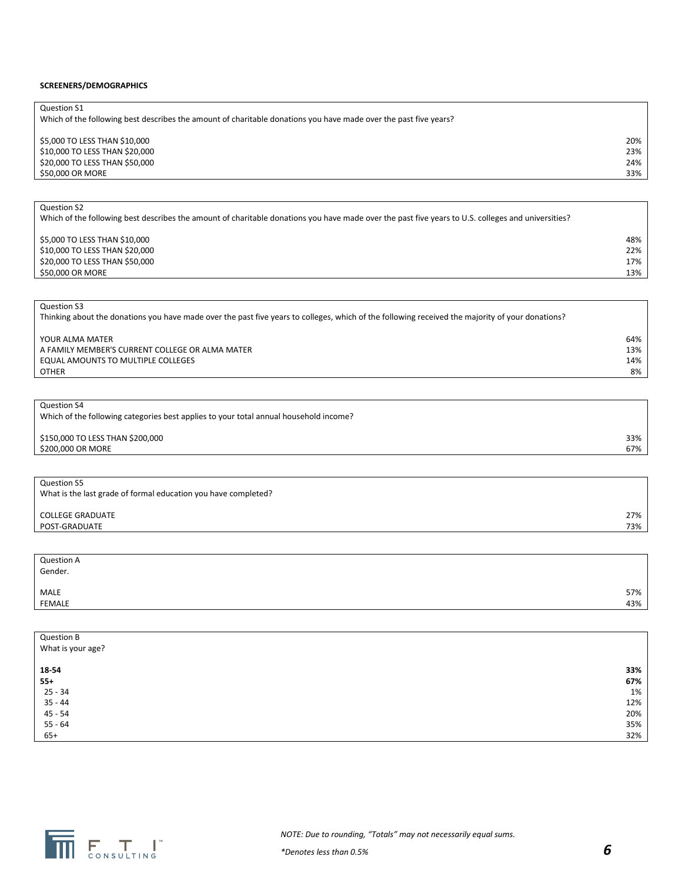**SCREENERS/DEMOGRAPHICS**

| Question S1 | |
|---|---|
| Which of the following best describes the amount of charitable donations you have made over the past five years? | |
| $5,000 TO LESS THAN $10,000 | 20% |
| $10,000 TO LESS THAN $20,000 | 23% |
| $20,000 TO LESS THAN $50,000 | 24% |
| $50,000 OR MORE | 33% |

| Question S2 | |
|---|---|
| Which of the following best describes the amount of charitable donations you have made over the past five years to U.S. colleges and universities? | |
| $5,000 TO LESS THAN $10,000 | 48% |
| $10,000 TO LESS THAN $20,000 | 22% |
| $20,000 TO LESS THAN $50,000 | 17% |
| $50,000 OR MORE | 13% |

| Question S3 | |
|---|---|
| Thinking about the donations you have made over the past five years to colleges, which of the following received the majority of your donations? | |
| YOUR ALMA MATER | 64% |
| A FAMILY MEMBER'S CURRENT COLLEGE OR ALMA MATER | 13% |
| EQUAL AMOUNTS TO MULTIPLE COLLEGES | 14% |
| OTHER | 8% |

| Question S4 | |
|---|---|
| Which of the following categories best applies to your total annual household income? | |
| $150,000 TO LESS THAN $200,000 | 33% |
| $200,000 OR MORE | 67% |

| Question S5 | |
|---|---|
| What is the last grade of formal education you have completed? | |
| COLLEGE GRADUATE | 27% |
| POST-GRADUATE | 73% |

| Question A | |
|---|---|
| Gender. | |
| MALE | 57% |
| FEMALE | 43% |

| Question B | |
|---|---|
| What is your age? | |
| **18-54** | **33%** |
| **55+** | **67%** |
| 25 - 34 | 1% |
| 35 - 44 | 12% |
| 45 - 54 | 20% |
| 55 - 64 | 35% |
| 65+ | 32% |

*NOTE: Due to rounding, "Totals" may not necessarily equal sums.*

*\*Denotes less than 0.5%*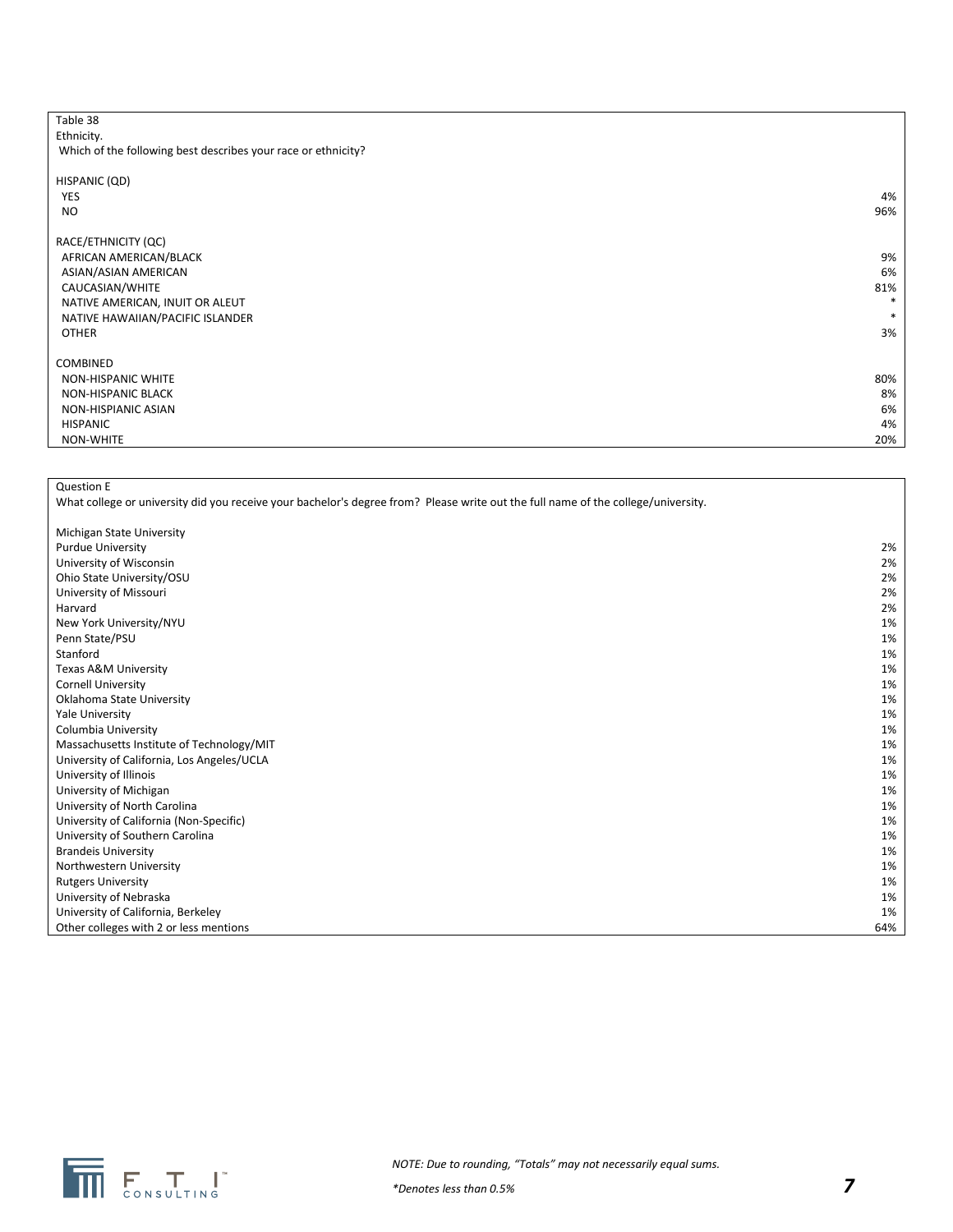Table 38

Ethnicity.

Which of the following best describes your race or ethnicity?

| | |
|---|---|
| **HISPANIC (QD)** | |
| YES | 4% |
| NO | 96% |
| | |
| **RACE/ETHNICITY (QC)** | |
| AFRICAN AMERICAN/BLACK | 9% |
| ASIAN/ASIAN AMERICAN | 6% |
| CAUCASIAN/WHITE | 81% |
| NATIVE AMERICAN, INUIT OR ALEUT | * |
| NATIVE HAWAIIAN/PACIFIC ISLANDER | * |
| OTHER | 3% |
| | |
| **COMBINED** | |
| NON-HISPANIC WHITE | 80% |
| NON-HISPANIC BLACK | 8% |
| NON-HISPIANIC ASIAN | 6% |
| HISPANIC | 4% |
| NON-WHITE | 20% |

Question E

What college or university did you receive your bachelor's degree from? Please write out the full name of the college/university.

| | |
|---|---|
| Michigan State University | |
| Purdue University | 2% |
| University of Wisconsin | 2% |
| Ohio State University/OSU | 2% |
| University of Missouri | 2% |
| Harvard | 2% |
| New York University/NYU | 1% |
| Penn State/PSU | 1% |
| Stanford | 1% |
| Texas A&M University | 1% |
| Cornell University | 1% |
| Oklahoma State University | 1% |
| Yale University | 1% |
| Columbia University | 1% |
| Massachusetts Institute of Technology/MIT | 1% |
| University of California, Los Angeles/UCLA | 1% |
| University of Illinois | 1% |
| University of Michigan | 1% |
| University of North Carolina | 1% |
| University of California (Non-Specific) | 1% |
| University of Southern Carolina | 1% |
| Brandeis University | 1% |
| Northwestern University | 1% |
| Rutgers University | 1% |
| University of Nebraska | 1% |
| University of California, Berkeley | 1% |
| Other colleges with 2 or less mentions | 64% |

*NOTE: Due to rounding, "Totals" may not necessarily equal sums.*

**Denotes less than 0.5%*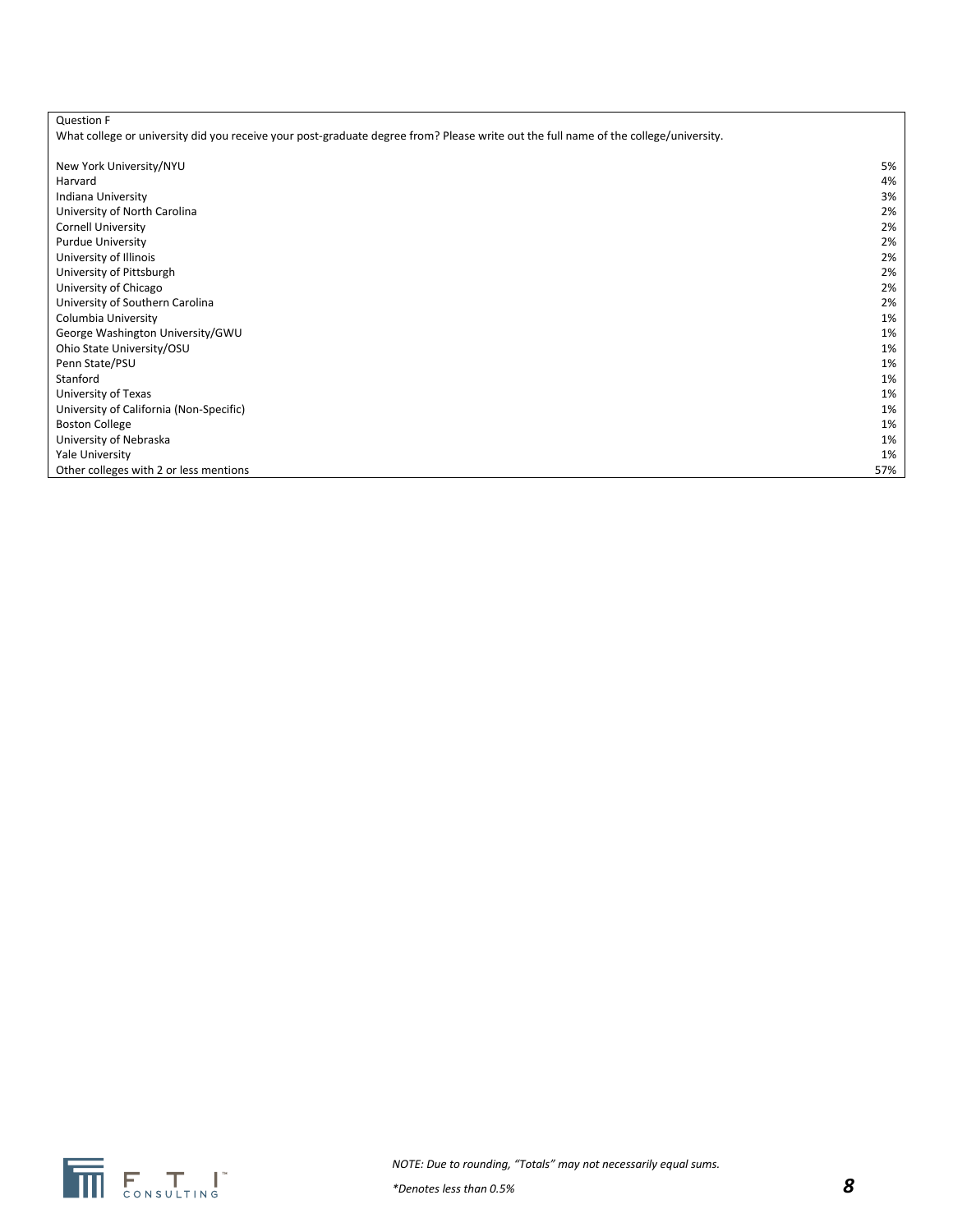Question F

What college or university did you receive your post-graduate degree from? Please write out the full name of the college/university.

| | |
|---|---|
| New York University/NYU | 5% |
| Harvard | 4% |
| Indiana University | 3% |
| University of North Carolina | 2% |
| Cornell University | 2% |
| Purdue University | 2% |
| University of Illinois | 2% |
| University of Pittsburgh | 2% |
| University of Chicago | 2% |
| University of Southern Carolina | 2% |
| Columbia University | 1% |
| George Washington University/GWU | 1% |
| Ohio State University/OSU | 1% |
| Penn State/PSU | 1% |
| Stanford | 1% |
| University of Texas | 1% |
| University of California (Non-Specific) | 1% |
| Boston College | 1% |
| University of Nebraska | 1% |
| Yale University | 1% |
| Other colleges with 2 or less mentions | 57% |

*NOTE: Due to rounding, "Totals" may not necessarily equal sums.*

*\*Denotes less than 0.5%*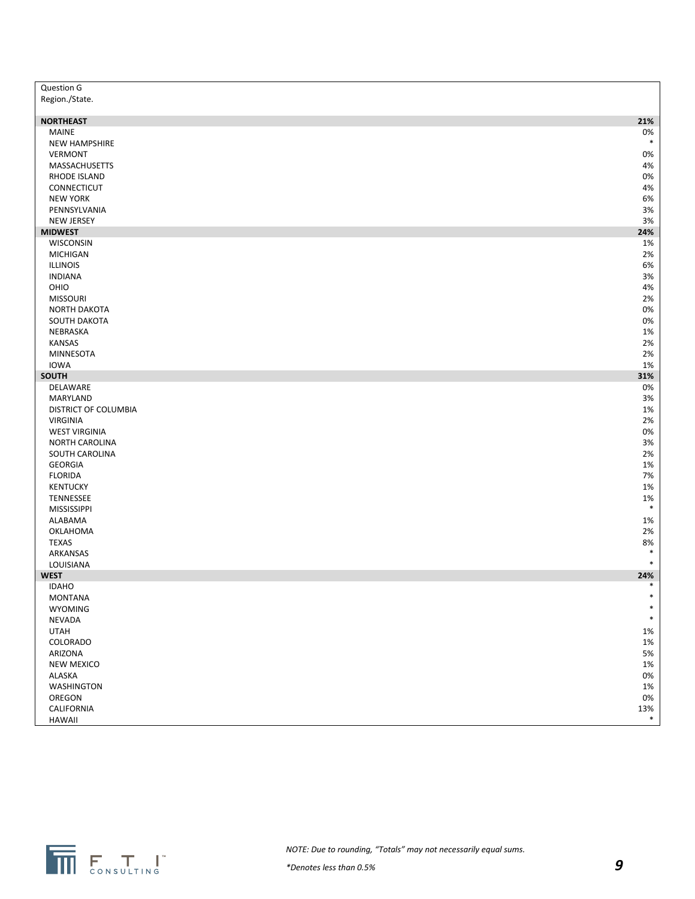Question G
Region./State.

| | |
|---|---|
| **NORTHEAST** | **21%** |
| MAINE | 0% |
| NEW HAMPSHIRE | * |
| VERMONT | 0% |
| MASSACHUSETTS | 4% |
| RHODE ISLAND | 0% |
| CONNECTICUT | 4% |
| NEW YORK | 6% |
| PENNSYLVANIA | 3% |
| NEW JERSEY | 3% |
| **MIDWEST** | **24%** |
| WISCONSIN | 1% |
| MICHIGAN | 2% |
| ILLINOIS | 6% |
| INDIANA | 3% |
| OHIO | 4% |
| MISSOURI | 2% |
| NORTH DAKOTA | 0% |
| SOUTH DAKOTA | 0% |
| NEBRASKA | 1% |
| KANSAS | 2% |
| MINNESOTA | 2% |
| IOWA | 1% |
| **SOUTH** | **31%** |
| DELAWARE | 0% |
| MARYLAND | 3% |
| DISTRICT OF COLUMBIA | 1% |
| VIRGINIA | 2% |
| WEST VIRGINIA | 0% |
| NORTH CAROLINA | 3% |
| SOUTH CAROLINA | 2% |
| GEORGIA | 1% |
| FLORIDA | 7% |
| KENTUCKY | 1% |
| TENNESSEE | 1% |
| MISSISSIPPI | * |
| ALABAMA | 1% |
| OKLAHOMA | 2% |
| TEXAS | 8% |
| ARKANSAS | * |
| LOUISIANA | * |
| **WEST** | **24%** |
| IDAHO | * |
| MONTANA | * |
| WYOMING | * |
| NEVADA | * |
| UTAH | 1% |
| COLORADO | 1% |
| ARIZONA | 5% |
| NEW MEXICO | 1% |
| ALASKA | 0% |
| WASHINGTON | 1% |
| OREGON | 0% |
| CALIFORNIA | 13% |
| HAWAII | * |

*NOTE: Due to rounding, "Totals" may not necessarily equal sums.*

**Denotes less than 0.5%*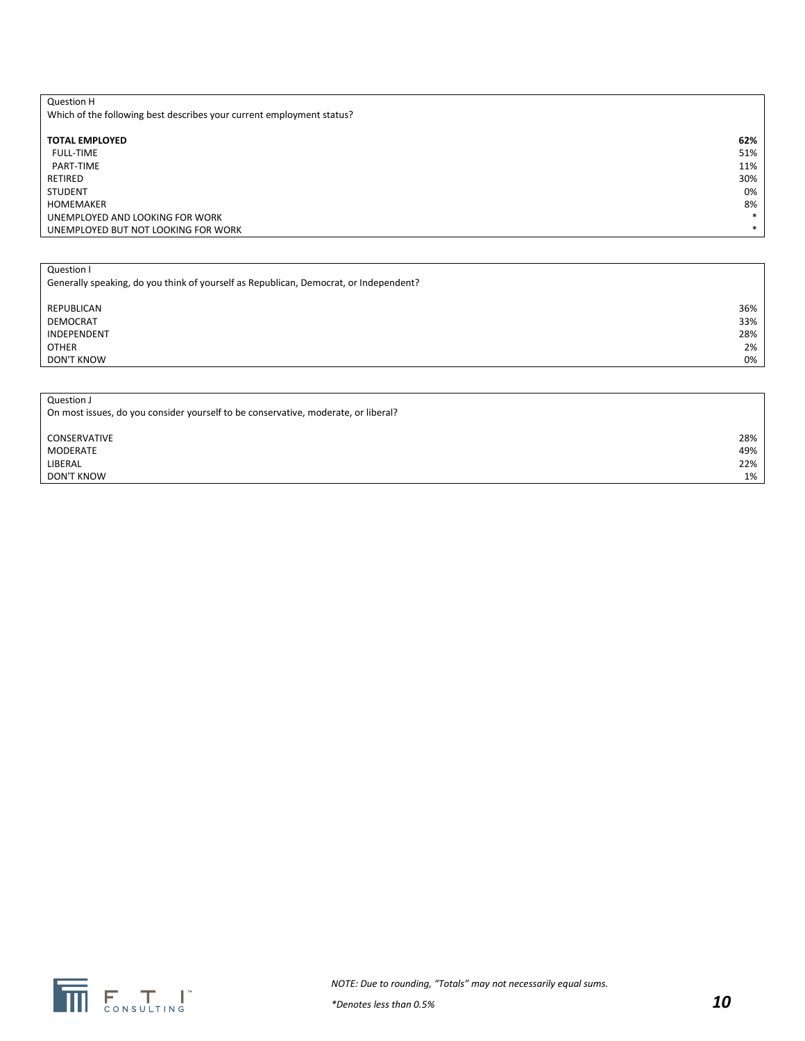| Question H | |
| --- | --- |
| Which of the following best describes your current employment status? | |
| **TOTAL EMPLOYED** | **62%** |
| FULL-TIME | 51% |
| PART-TIME | 11% |
| RETIRED | 30% |
| STUDENT | 0% |
| HOMEMAKER | 8% |
| UNEMPLOYED AND LOOKING FOR WORK | * |
| UNEMPLOYED BUT NOT LOOKING FOR WORK | * |

| Question I | |
| --- | --- |
| Generally speaking, do you think of yourself as Republican, Democrat, or Independent? | |
| REPUBLICAN | 36% |
| DEMOCRAT | 33% |
| INDEPENDENT | 28% |
| OTHER | 2% |
| DON'T KNOW | 0% |

| Question J | |
| --- | --- |
| On most issues, do you consider yourself to be conservative, moderate, or liberal? | |
| CONSERVATIVE | 28% |
| MODERATE | 49% |
| LIBERAL | 22% |
| DON'T KNOW | 1% |

*NOTE: Due to rounding, "Totals" may not necessarily equal sums.*

*\*Denotes less than 0.5%*